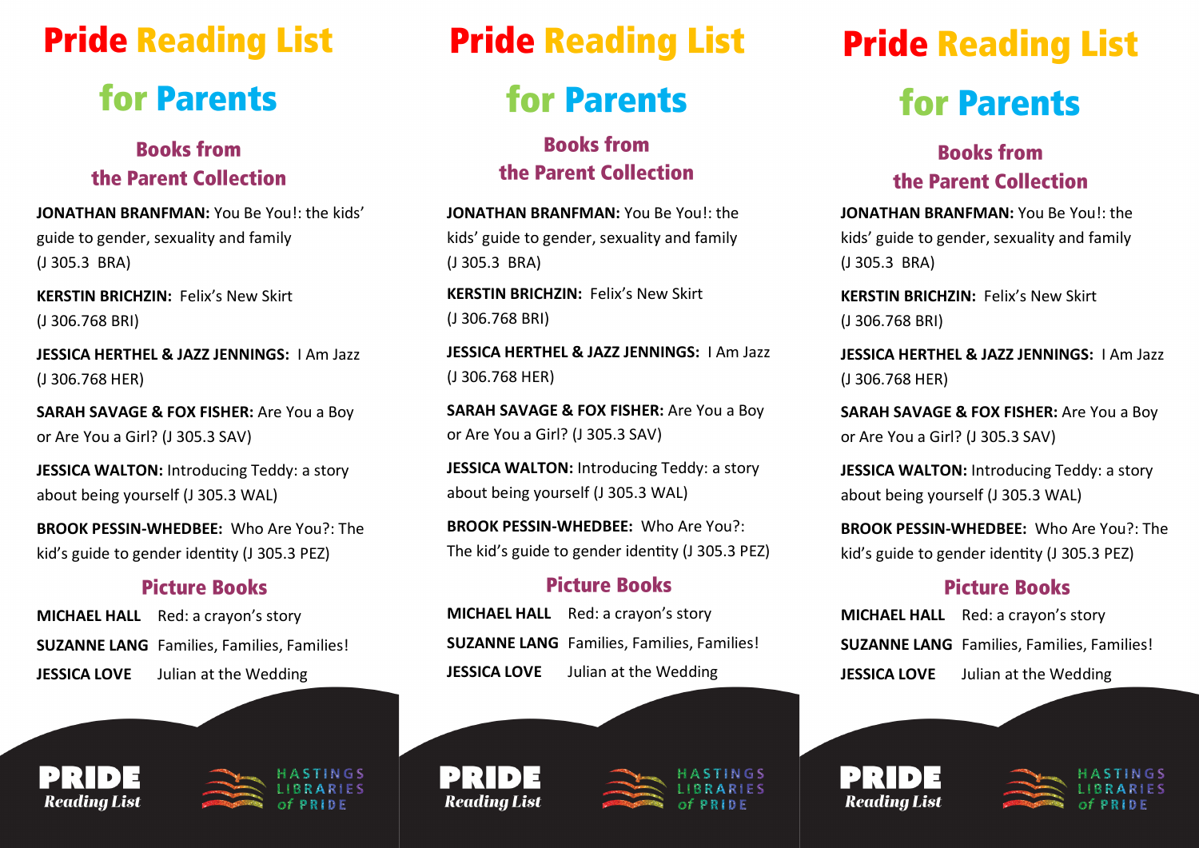# Pride Reading List

## for Parents

### Books from the Parent Collection

**JONATHAN BRANFMAN:** You Be You!: the kids' guide to gender, sexuality and family (J 305.3 BRA)

**KERSTIN BRICHZIN:** Felix's New Skirt (J 306.768 BRI)

**JESSICA HERTHEL & JAZZ JENNINGS:** I Am Jazz (J 306.768 HER)

**SARAH SAVAGE & FOX FISHER:** Are You a Boy or Are You a Girl? (J 305.3 SAV)

**JESSICA WALTON:** Introducing Teddy: a story about being yourself (J 305.3 WAL)

**BROOK PESSIN-WHEDBEE:** Who Are You?: The kid's guide to gender identity (J 305.3 PEZ)

### Picture Books

**MICHAEL HALL** Red: a crayon's story

**SUZANNE LANG** Families, Families, Families!

**JESSICA LOVE** Julian at the Wedding

**PRIDE** *Reading List*

HASTINGS LIBRARIES *of* PRIDE

# Pride Reading List

## for Parents

### Books from the Parent Collection

**JONATHAN BRANFMAN:** You Be You!: the kids' guide to gender, sexuality and family (J 305.3 BRA)

**KERSTIN BRICHZIN:** Felix's New Skirt (J 306.768 BRI)

**JESSICA HERTHEL & JAZZ JENNINGS:** I Am Jazz (J 306.768 HER)

**SARAH SAVAGE & FOX FISHER:** Are You a Boy or Are You a Girl? (J 305.3 SAV)

**JESSICA WALTON:** Introducing Teddy: a story about being yourself (J 305.3 WAL)

**BROOK PESSIN-WHEDBEE:** Who Are You?: The kid's guide to gender identity (J 305.3 PEZ)

### Picture Books

**MICHAEL HALL** Red: a crayon's story

**SUZANNE LANG** Families, Families, Families!

**JESSICA LOVE** Julian at the Wedding

**PRIDE** *Reading List*

HASTINGS LIBRARIES *of* PRIDE

# Pride Reading List

## for Parents

### Books from the Parent Collection

**JONATHAN BRANFMAN:** You Be You!: the kids' guide to gender, sexuality and family (J 305.3 BRA)

**KERSTIN BRICHZIN:** Felix's New Skirt (J 306.768 BRI)

**JESSICA HERTHEL & JAZZ JENNINGS:** I Am Jazz (J 306.768 HER)

**SARAH SAVAGE & FOX FISHER:** Are You a Boy or Are You a Girl? (J 305.3 SAV)

**JESSICA WALTON:** Introducing Teddy: a story about being yourself (J 305.3 WAL)

**BROOK PESSIN-WHEDBEE:** Who Are You?: The kid's guide to gender identity (J 305.3 PEZ)

### Picture Books

**MICHAEL HALL** Red: a crayon's story

**SUZANNE LANG** Families, Families, Families!

**JESSICA LOVE** Julian at the Wedding

**PRIDE** *Reading List*

HASTINGS LIBRARIES *of* PRIDE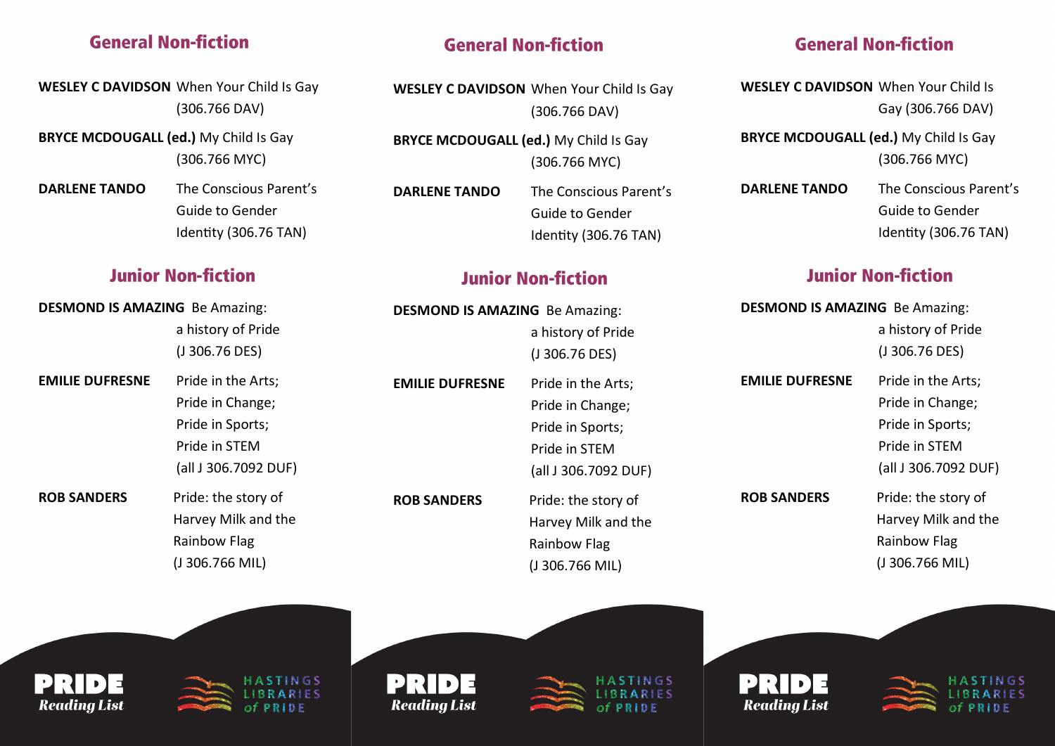## General Non-fiction

**WESLEY C DAVIDSON** When Your Child Is Gay (306.766 DAV)

**BRYCE MCDOUGALL (ed.)** My Child Is Gay (306.766 MYC)

**DARLENE TANDO** The Conscious Parent's Guide to Gender Identity (306.76 TAN)

## Junior Non-fiction

**DESMOND IS AMAZING** Be Amazing: a history of Pride (J 306.76 DES)

**EMILIE DUFRESNE** Pride in the Arts; Pride in Change; Pride in Sports; Pride in STEM (all J 306.7092 DUF)

**ROB SANDERS** Pride: the story of Harvey Milk and the Rainbow Flag (J 306.766 MIL)

**PRIDE**
*Reading List*

HASTINGS LIBRARIES of PRIDE

## General Non-fiction

**WESLEY C DAVIDSON** When Your Child Is Gay (306.766 DAV)

**BRYCE MCDOUGALL (ed.)** My Child Is Gay (306.766 MYC)

**DARLENE TANDO** The Conscious Parent's Guide to Gender Identity (306.76 TAN)

## Junior Non-fiction

**DESMOND IS AMAZING** Be Amazing: a history of Pride (J 306.76 DES)

**EMILIE DUFRESNE** Pride in the Arts; Pride in Change; Pride in Sports; Pride in STEM (all J 306.7092 DUF)

**ROB SANDERS** Pride: the story of Harvey Milk and the Rainbow Flag (J 306.766 MIL)

**PRIDE**
*Reading List*

HASTINGS LIBRARIES of PRIDE

## General Non-fiction

**WESLEY C DAVIDSON** When Your Child Is Gay (306.766 DAV)

**BRYCE MCDOUGALL (ed.)** My Child Is Gay (306.766 MYC)

**DARLENE TANDO** The Conscious Parent's Guide to Gender Identity (306.76 TAN)

## Junior Non-fiction

**DESMOND IS AMAZING** Be Amazing: a history of Pride (J 306.76 DES)

**EMILIE DUFRESNE** Pride in the Arts; Pride in Change; Pride in Sports; Pride in STEM (all J 306.7092 DUF)

**ROB SANDERS** Pride: the story of Harvey Milk and the Rainbow Flag (J 306.766 MIL)

**PRIDE**
*Reading List*

HASTINGS LIBRARIES of PRIDE